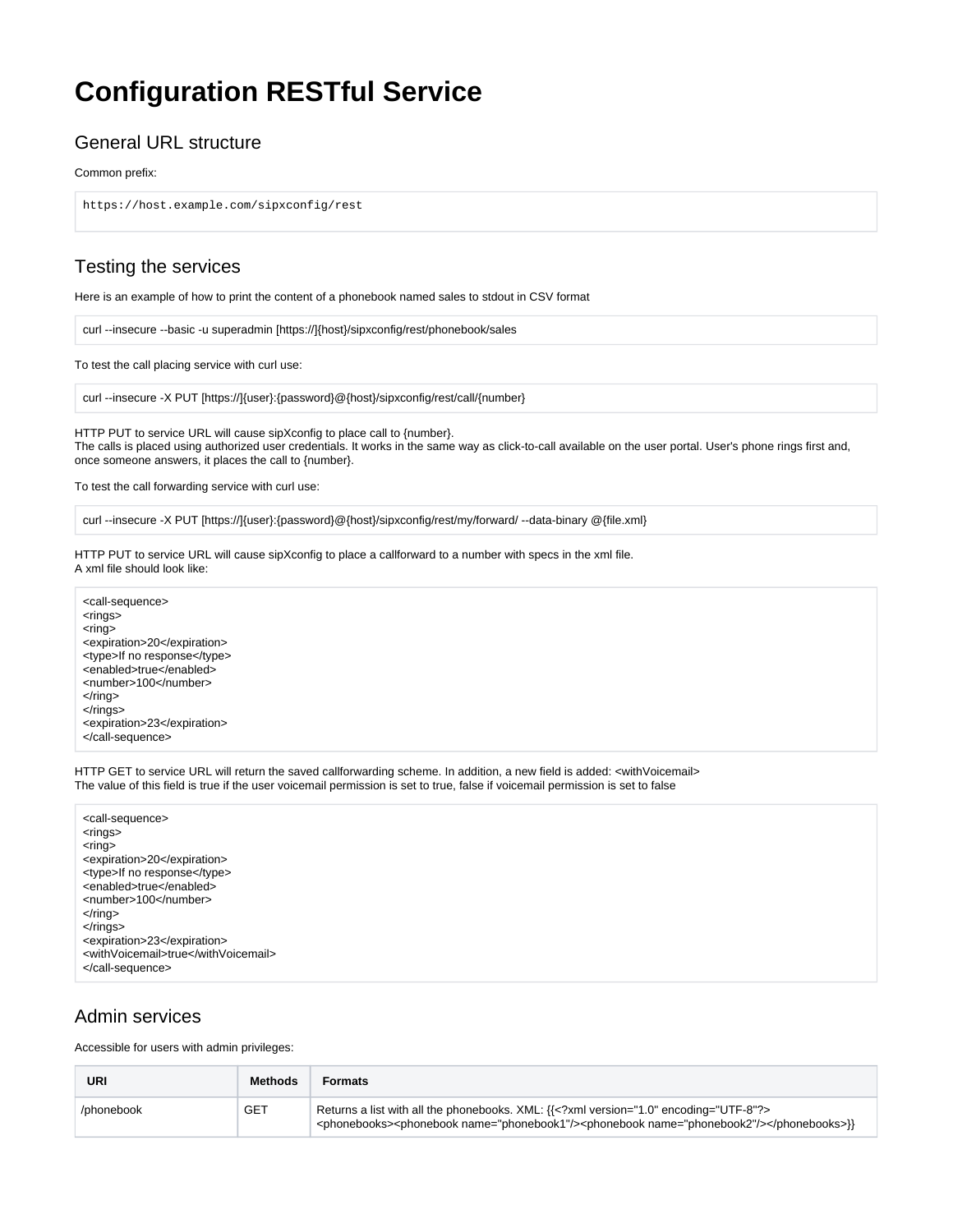# Configuration RESTful Service

## General URL structure

Common prefix:

```
https://host.example.com/sipxconfig/rest
```

## Testing the services

Here is an example of how to print the content of a phonebook named sales to stdout in CSV format

```
curl --insecure --basic -u superadmin [https://]{host}/sipxconfig/rest/phonebook/sales
```

To test the call placing service with curl use:

```
curl --insecure -X PUT [https://]{user}:{password}@{host}/sipxconfig/rest/call/{number}
```

HTTP PUT to service URL will cause sipXconfig to place call to {number}.
The calls is placed using authorized user credentials. It works in the same way as click-to-call available on the user portal. User's phone rings first and, once someone answers, it places the call to {number}.

To test the call forwarding service with curl use:

```
curl --insecure -X PUT [https://]{user}:{password}@{host}/sipxconfig/rest/my/forward/ --data-binary @{file.xml}
```

HTTP PUT to service URL will cause sipXconfig to place a callforward to a number with specs in the xml file.
A xml file should look like:

```
<call-sequence>
<rings>
<ring>
<expiration>20</expiration>
<type>If no response</type>
<enabled>true</enabled>
<number>100</number>
</ring>
</rings>
<expiration>23</expiration>
</call-sequence>
```

HTTP GET to service URL will return the saved callforwarding scheme. In addition, a new field is added: <withVoicemail>
The value of this field is true if the user voicemail permission is set to true, false if voicemail permission is set to false

```
<call-sequence>
<rings>
<ring>
<expiration>20</expiration>
<type>If no response</type>
<enabled>true</enabled>
<number>100</number>
</ring>
</rings>
<expiration>23</expiration>
<withVoicemail>true</withVoicemail>
</call-sequence>
```

## Admin services

Accessible for users with admin privileges:

| URI | Methods | Formats |
| --- | --- | --- |
| /phonebook | GET | Returns a list with all the phonebooks. XML: {{<?xml version="1.0" encoding="UTF-8"?> <phonebooks><phonebook name="phonebook1"/><phonebook name="phonebook2"/></phonebooks>}} |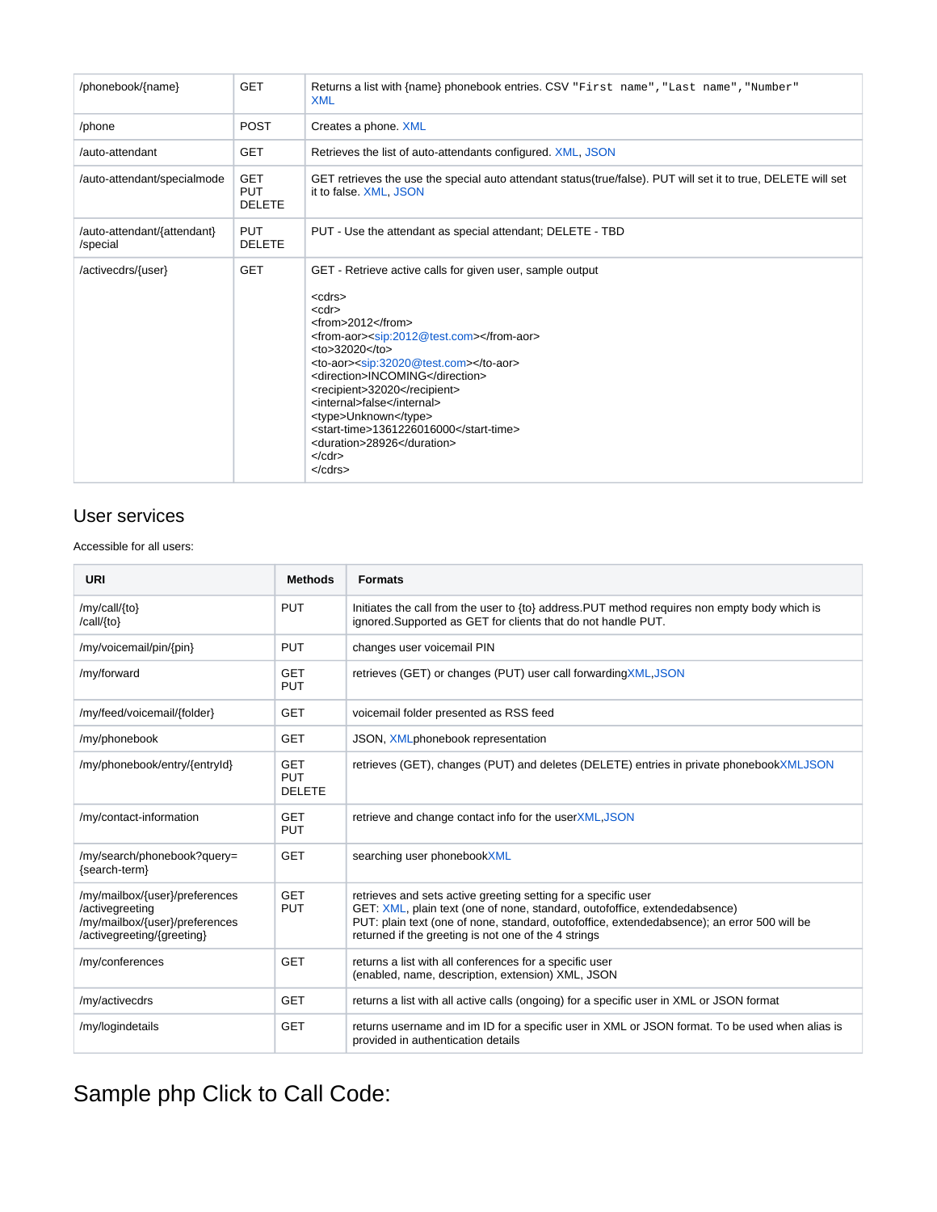| | | |
|---|---|---|
| /phonebook/{name} | GET | Returns a list with {name} phonebook entries. CSV `"First name","Last name","Number"` XML |
| /phone | POST | Creates a phone. XML |
| /auto-attendant | GET | Retrieves the list of auto-attendants configured. XML, JSON |
| /auto-attendant/specialmode | GET<br>PUT<br>DELETE | GET retrieves the use the special auto attendant status(true/false). PUT will set it to true, DELETE will set it to false. XML, JSON |
| /auto-attendant/{attendant}/special | PUT<br>DELETE | PUT - Use the attendant as special attendant; DELETE - TBD |
| /activecdrs/{user} | GET | GET - Retrieve active calls for given user, sample output<br><br>&lt;cdrs&gt;<br>&lt;cdr&gt;<br>&lt;from&gt;2012&lt;/from&gt;<br>&lt;from-aor&gt;&lt;sip:2012@test.com&gt;&lt;/from-aor&gt;<br>&lt;to&gt;32020&lt;/to&gt;<br>&lt;to-aor&gt;&lt;sip:32020@test.com&gt;&lt;/to-aor&gt;<br>&lt;direction&gt;INCOMING&lt;/direction&gt;<br>&lt;recipient&gt;32020&lt;/recipient&gt;<br>&lt;internal&gt;false&lt;/internal&gt;<br>&lt;type&gt;Unknown&lt;/type&gt;<br>&lt;start-time&gt;1361226016000&lt;/start-time&gt;<br>&lt;duration&gt;28926&lt;/duration&gt;<br>&lt;/cdr&gt;<br>&lt;/cdrs&gt; |

## User services

Accessible for all users:

| URI | Methods | Formats |
|---|---|---|
| /my/call/{to}<br>/call/{to} | PUT | Initiates the call from the user to {to} address.PUT method requires non empty body which is ignored.Supported as GET for clients that do not handle PUT. |
| /my/voicemail/pin/{pin} | PUT | changes user voicemail PIN |
| /my/forward | GET<br>PUT | retrieves (GET) or changes (PUT) user call forwardingXML,JSON |
| /my/feed/voicemail/{folder} | GET | voicemail folder presented as RSS feed |
| /my/phonebook | GET | JSON, XMLphonebook representation |
| /my/phonebook/entry/{entryId} | GET<br>PUT<br>DELETE | retrieves (GET), changes (PUT) and deletes (DELETE) entries in private phonebookXMLJSON |
| /my/contact-information | GET<br>PUT | retrieve and change contact info for the userXML,JSON |
| /my/search/phonebook?query={search-term} | GET | searching user phonebookXML |
| /my/mailbox/{user}/preferences/activegreeting<br>/my/mailbox/{user}/preferences/activegreeting/{greeting} | GET<br>PUT | retrieves and sets active greeting setting for a specific user<br>GET: XML, plain text (one of none, standard, outofoffice, extendedabsence)<br>PUT: plain text (one of none, standard, outofoffice, extendedabsence); an error 500 will be returned if the greeting is not one of the 4 strings |
| /my/conferences | GET | returns a list with all conferences for a specific user<br>(enabled, name, description, extension) XML, JSON |
| /my/activecdrs | GET | returns a list with all active calls (ongoing) for a specific user in XML or JSON format |
| /my/logindetails | GET | returns username and im ID for a specific user in XML or JSON format. To be used when alias is provided in authentication details |

# Sample php Click to Call Code: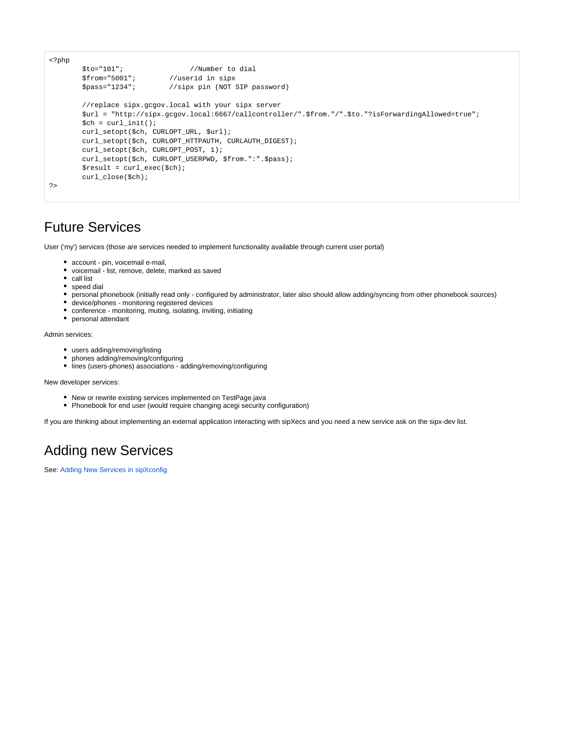```php
<?php
        $to="101";                 //Number to dial
        $from="5001";        //userid in sipx
        $pass="1234";        //sipx pin (NOT SIP password)

        //replace sipx.gcgov.local with your sipx server
        $url = "http://sipx.gcgov.local:6667/callcontroller/".$from."/".$to."?isForwardingAllowed=true";
        $ch = curl_init();
        curl_setopt($ch, CURLOPT_URL, $url);
        curl_setopt($ch, CURLOPT_HTTPAUTH, CURLAUTH_DIGEST);
        curl_setopt($ch, CURLOPT_POST, 1);
        curl_setopt($ch, CURLOPT_USERPWD, $from.":".$pass);
        $result = curl_exec($ch);
        curl_close($ch);
?>
```

## Future Services

User ('my') services (those are services needed to implement functionality available through current user portal)

- account - pin, voicemail e-mail,
- voicemail - list, remove, delete, marked as saved
- call list
- speed dial
- personal phonebook (initially read only - configured by administrator, later also should allow adding/syncing from other phonebook sources)
- device/phones - monitoring registered devices
- conference - monitoring, muting, isolating, inviting, initiating
- personal attendant

Admin services:

- users adding/removing/listing
- phones adding/removing/configuring
- lines (users-phones) associations - adding/removing/configuring

New developer services:

- New or rewrite existing services implemented on TestPage.java
- Phonebook for end user (would require changing acegi security configuration)

If you are thinking about implementing an external application interacting with sipXecs and you need a new service ask on the sipx-dev list.

## Adding new Services

See: Adding New Services in sipXconfig